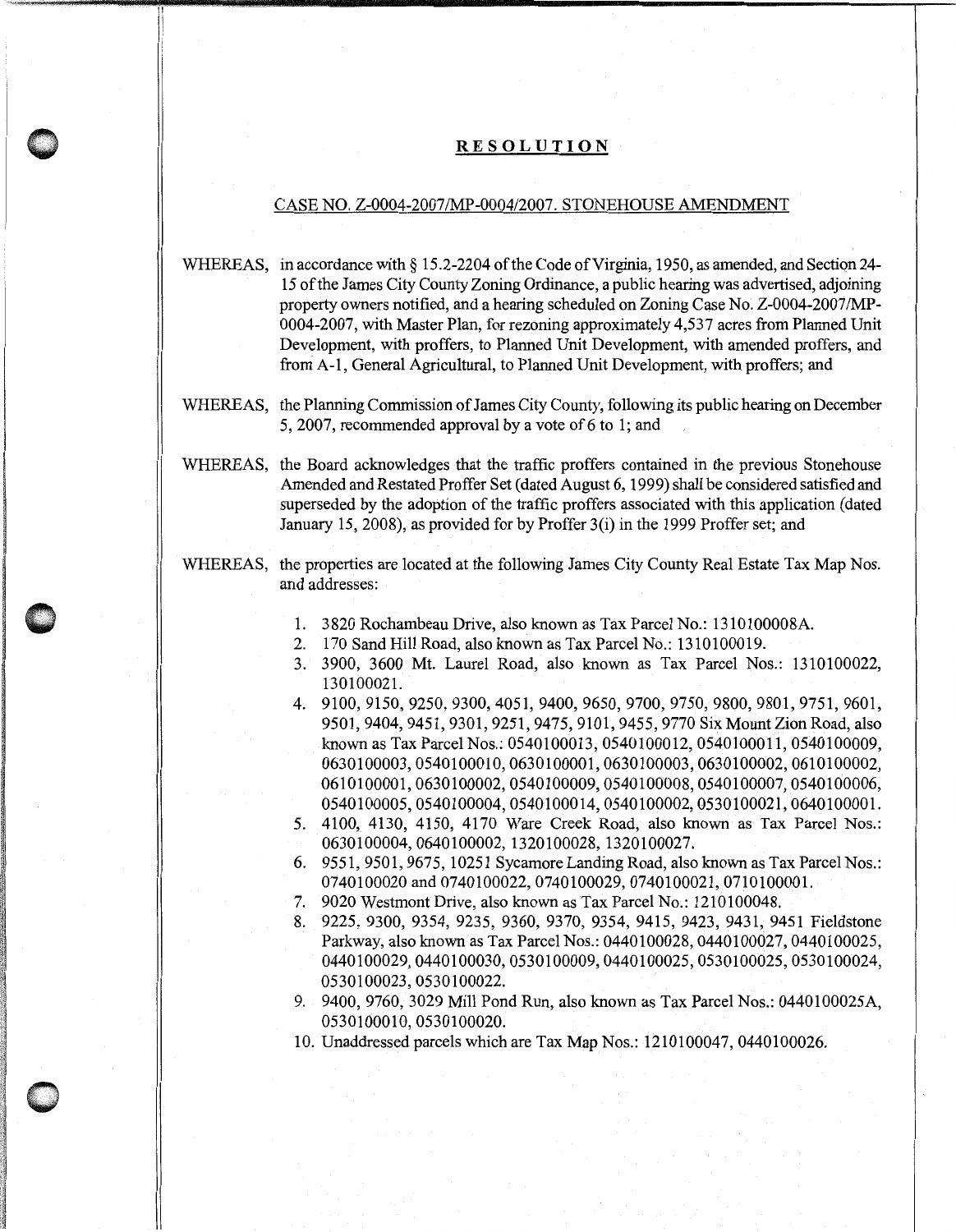# RESOLUTION

CASE NO. Z-0004-2007/MP-0004/2007. STONEHOUSE AMENDMENT

WHEREAS, in accordance with § 15.2-2204 of the Code of Virginia, 1950, as amended, and Section 24-15 of the James City County Zoning Ordinance, a public hearing was advertised, adjoining property owners notified, and a hearing scheduled on Zoning Case No. Z-0004-2007/MP-0004-2007, with Master Plan, for rezoning approximately 4,537 acres from Planned Unit Development, with proffers, to Planned Unit Development, with amended proffers, and from A-1, General Agricultural, to Planned Unit Development, with proffers; and

WHEREAS, the Planning Commission of James City County, following its public hearing on December 5, 2007, recommended approval by a vote of 6 to 1; and

WHEREAS, the Board acknowledges that the traffic proffers contained in the previous Stonehouse Amended and Restated Proffer Set (dated August 6, 1999) shall be considered satisfied and superseded by the adoption of the traffic proffers associated with this application (dated January 15, 2008), as provided for by Proffer 3(i) in the 1999 Proffer set; and

WHEREAS, the properties are located at the following James City County Real Estate Tax Map Nos. and addresses:

1. 3820 Rochambeau Drive, also known as Tax Parcel No.: 131010008A.
2. 170 Sand Hill Road, also known as Tax Parcel No.: 1310100019.
3. 3900, 3600 Mt. Laurel Road, also known as Tax Parcel Nos.: 1310100022, 130100021.
4. 9100, 9150, 9250, 9300, 4051, 9400, 9650, 9700, 9750, 9800, 9801, 9751, 9601, 9501, 9404, 9451, 9301, 9251, 9475, 9101, 9455, 9770 Six Mount Zion Road, also known as Tax Parcel Nos.: 0540100013, 0540100012, 0540100011, 0540100009, 0630100003, 0540100010, 0630100001, 0630100003, 0630100002, 0610100002, 0610100001, 0630100002, 0540100009, 0540100008, 0540100007, 0540100006, 0540100005, 0540100004, 0540100014, 0540100002, 0530100021, 0640100001.
5. 4100, 4130, 4150, 4170 Ware Creek Road, also known as Tax Parcel Nos.: 0630100004, 0640100002, 1320100028, 1320100027.
6. 9551, 9501, 9675, 10251 Sycamore Landing Road, also known as Tax Parcel Nos.: 0740100020 and 0740100022, 0740100029, 0740100021, 0710100001.
7. 9020 Westmont Drive, also known as Tax Parcel No.: 1210100048.
8. 9225, 9300, 9354, 9235, 9360, 9370, 9354, 9415, 9423, 9431, 9451 Fieldstone Parkway, also known as Tax Parcel Nos.: 0440100028, 0440100027, 0440100025, 0440100029, 0440100030, 0530100009, 0440100025, 0530100025, 0530100024, 0530100023, 0530100022.
9. 9400, 9760, 3029 Mill Pond Run, also known as Tax Parcel Nos.: 044010025A, 0530100010, 0530100020.
10. Unaddressed parcels which are Tax Map Nos.: 1210100047, 0440100026.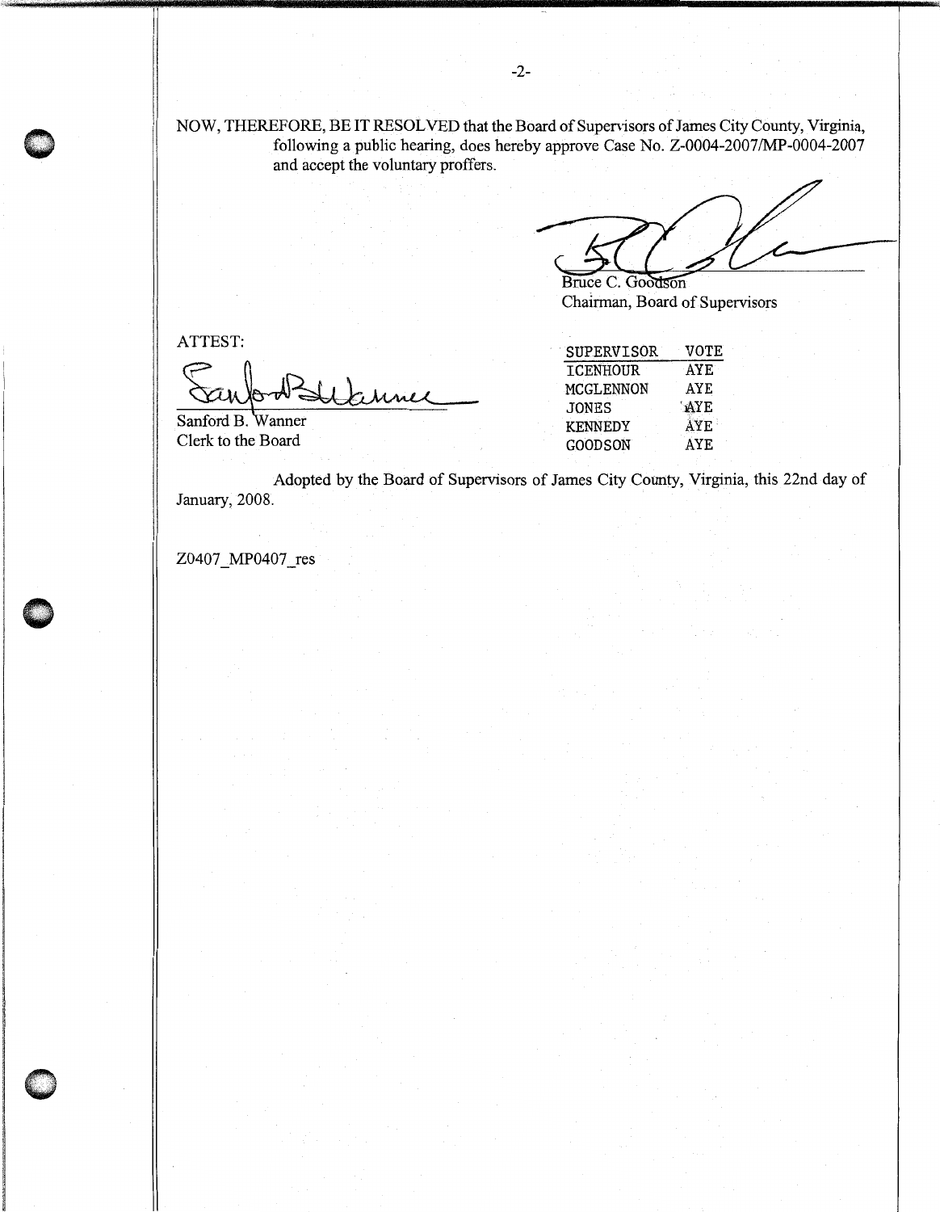NOW, THEREFORE, BE IT RESOLVED that the Board of Supervisors of James City County, Virginia, following a public hearing, does hereby approve Case No. Z-0004-2007/MP-0004-2007 and accept the voluntary proffers.

Bruce C. Goodson
Chairman, Board of Supervisors

ATTEST:

Sanford B. Wanner
Clerk to the Board

| SUPERVISOR | VOTE |
|---|---|
| ICENHOUR | AYE |
| MCGLENNON | AYE |
| JONES | AYE |
| KENNEDY | AYE |
| GOODSON | AYE |

Adopted by the Board of Supervisors of James City County, Virginia, this 22nd day of January, 2008.

Z0407_MP0407_res